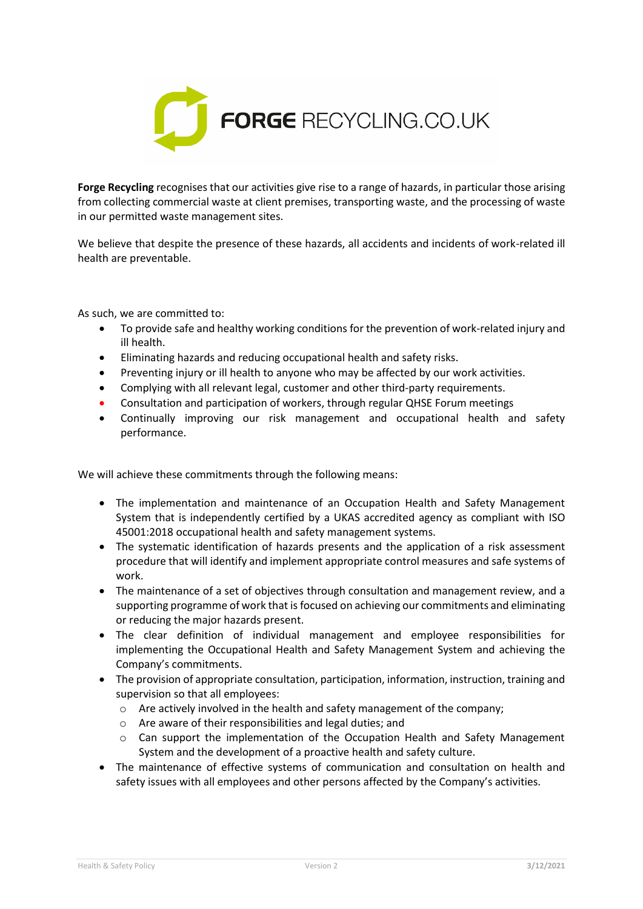FORGE RECYCLING.CO.UK

**Forge Recycling** recognises that our activities give rise to a range of hazards, in particular those arising from collecting commercial waste at client premises, transporting waste, and the processing of waste in our permitted waste management sites.

We believe that despite the presence of these hazards, all accidents and incidents of work-related ill health are preventable.

As such, we are committed to:

- To provide safe and healthy working conditions for the prevention of work-related injury and ill health.
- Eliminating hazards and reducing occupational health and safety risks.
- Preventing injury or ill health to anyone who may be affected by our work activities.
- Complying with all relevant legal, customer and other third-party requirements.
- Consultation and participation of workers, through regular QHSE Forum meetings
- Continually improving our risk management and occupational health and safety performance.

We will achieve these commitments through the following means:

- The implementation and maintenance of an Occupation Health and Safety Management System that is independently certified by a UKAS accredited agency as compliant with ISO 45001:2018 occupational health and safety management systems.
- The systematic identification of hazards presents and the application of a risk assessment procedure that will identify and implement appropriate control measures and safe systems of work.
- The maintenance of a set of objectives through consultation and management review, and a supporting programme of work that is focused on achieving our commitments and eliminating or reducing the major hazards present.
- The clear definition of individual management and employee responsibilities for implementing the Occupational Health and Safety Management System and achieving the Company's commitments.
- The provision of appropriate consultation, participation, information, instruction, training and supervision so that all employees:
  - Are actively involved in the health and safety management of the company;
  - Are aware of their responsibilities and legal duties; and
  - Can support the implementation of the Occupation Health and Safety Management System and the development of a proactive health and safety culture.
- The maintenance of effective systems of communication and consultation on health and safety issues with all employees and other persons affected by the Company's activities.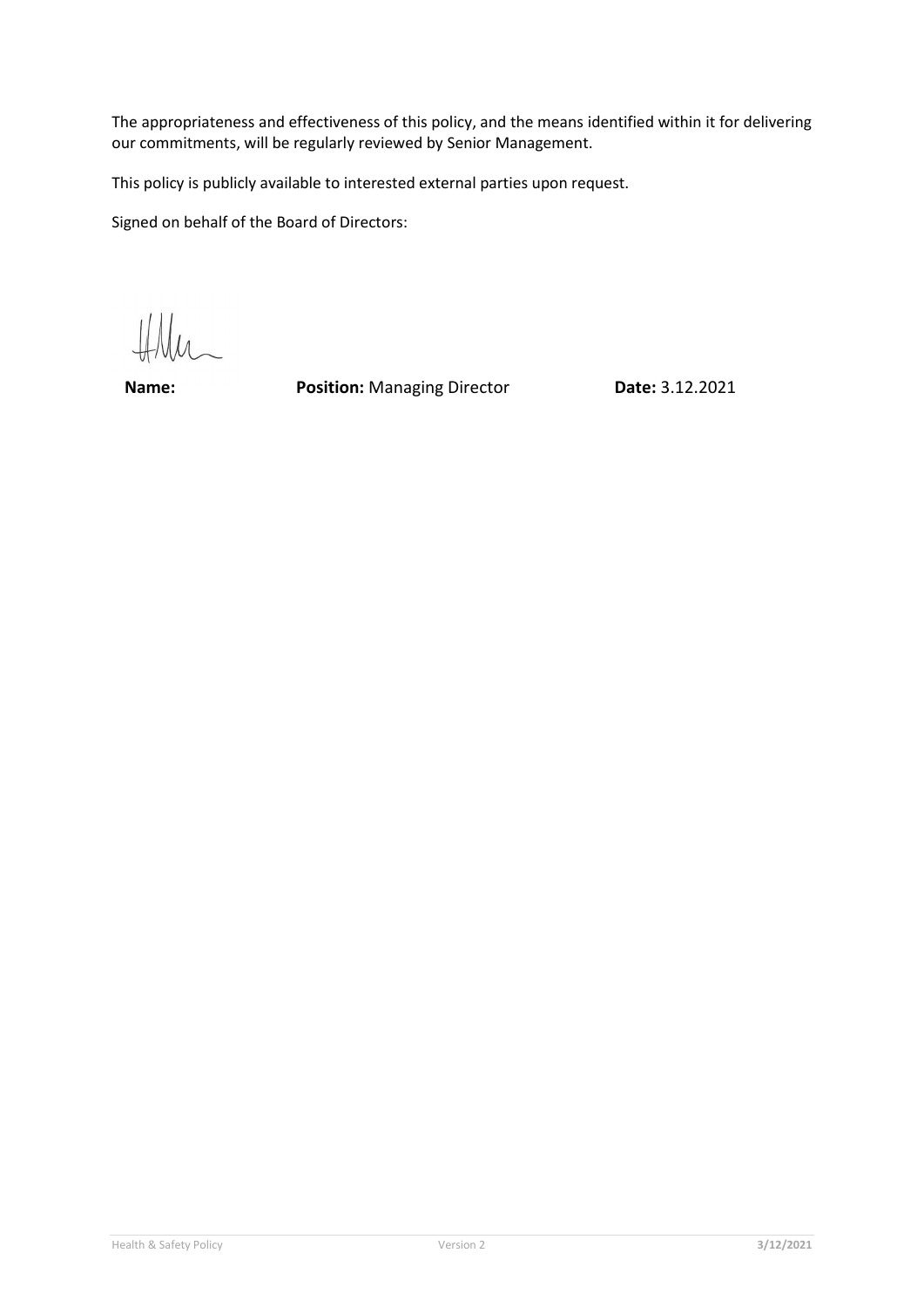The appropriateness and effectiveness of this policy, and the means identified within it for delivering our commitments, will be regularly reviewed by Senior Management.

This policy is publicly available to interested external parties upon request.

Signed on behalf of the Board of Directors:

**Name:** **Position:** Managing Director **Date:** 3.12.2021